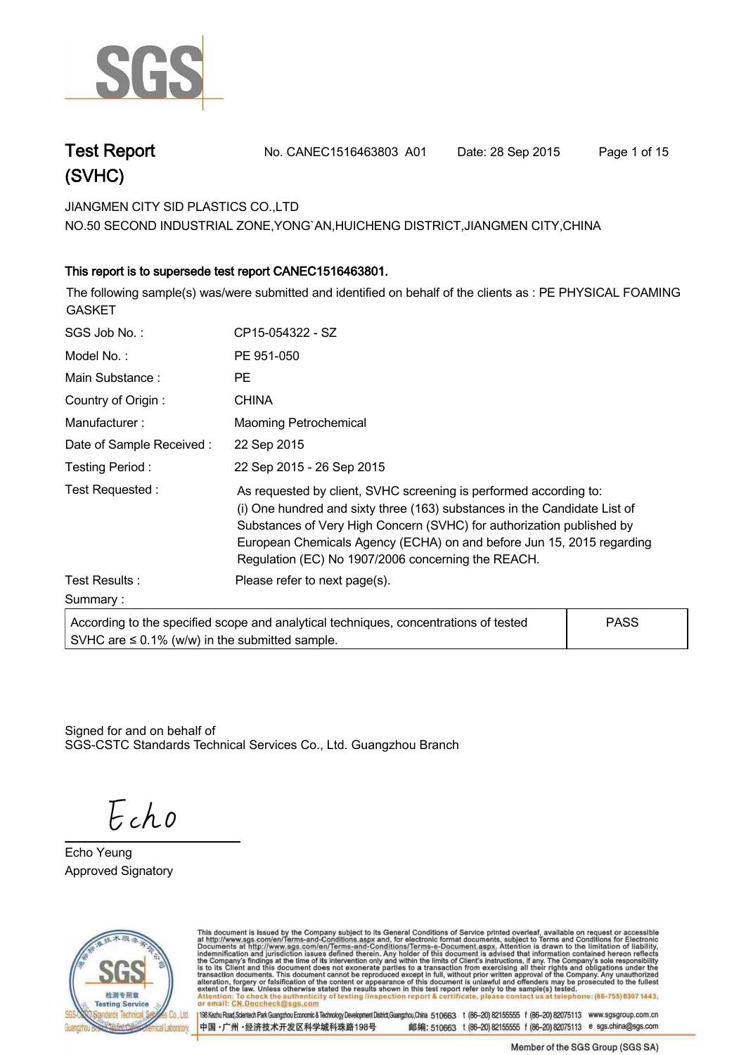# Test Report (SVHC)

No. CANEC1516463803 A01 Date: 28 Sep 2015

JIANGMEN CITY SID PLASTICS CO.,LTD
NO.50 SECOND INDUSTRIAL ZONE,YONG`AN,HUICHENG DISTRICT,JIANGMEN CITY,CHINA

**This report is to supersede test report CANEC1516463801.**

The following sample(s) was/were submitted and identified on behalf of the clients as : PE PHYSICAL FOAMING GASKET

| | |
|---|---|
| SGS Job No. : | CP15-054322 - SZ |
| Model No. : | PE 951-050 |
| Main Substance : | PE |
| Country of Origin : | CHINA |
| Manufacturer : | Maoming Petrochemical |
| Date of Sample Received : | 22 Sep 2015 |
| Testing Period : | 22 Sep 2015 - 26 Sep 2015 |
| Test Requested : | As requested by client, SVHC screening is performed according to: (i) One hundred and sixty three (163) substances in the Candidate List of Substances of Very High Concern (SVHC) for authorization published by European Chemicals Agency (ECHA) on and before Jun 15, 2015 regarding Regulation (EC) No 1907/2006 concerning the REACH. |
| Test Results : | Please refer to next page(s). |

Summary :

| | |
|---|---|
| According to the specified scope and analytical techniques, concentrations of tested SVHC are ≤ 0.1% (w/w) in the submitted sample. | PASS |

Signed for and on behalf of
SGS-CSTC Standards Technical Services Co., Ltd. Guangzhou Branch

Echo

Echo Yeung
Approved Signatory

This document is issued by the Company subject to its General Conditions of Service printed overleaf, available on request or accessible at http://www.sgs.com/en/Terms-and-Conditions.aspx and, for electronic format documents, subject to Terms and Conditions for Electronic Documents at http://www.sgs.com/en/Terms-and-Conditions/Terms-e-Document.aspx. Attention is drawn to the limitation of liability, indemnification and jurisdiction issues defined therein. Any holder of this document is advised that information contained hereon reflects the Company's findings at the time of its intervention only and within the limits of Client's instructions, if any. The Company's sole responsibility is to its Client and this document does not exonerate parties to a transaction from exercising all their rights and obligations under the transaction documents. This document cannot be reproduced except in full, without prior written approval of the Company. Any unauthorized alteration, forgery or falsification of the content or appearance of this document is unlawful and offenders may be prosecuted to the fullest extent of the law. Unless otherwise stated the results shown in this test report refer only to the sample(s) tested.
Attention: To check the authenticity of testing /inspection report & certificate, please contact us at telephone: (86-755) 8307 1443, or email: CN.Doccheck@sgs.com

198 Kezhu Road,Scientech Park Guangzhou Economic & Technology Development District,Guangzhou,China 510663 t (86-20) 82155555 f (86-20) 82075113 www.sgsgroup.com.cn
中国 ·广州 ·经济技术开发区科学城科珠路198号 邮编: 510663 t (86-20) 82155555 f (86-20) 82075113 e sgs.china@sgs.com

Member of the SGS Group (SGS SA)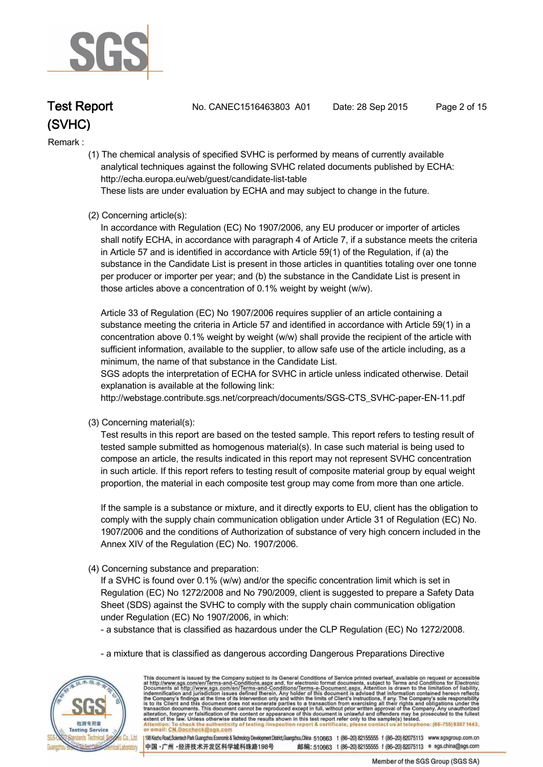Remark :

(1) The chemical analysis of specified SVHC is performed by means of currently available analytical techniques against the following SVHC related documents published by ECHA: http://echa.europa.eu/web/guest/candidate-list-table
These lists are under evaluation by ECHA and may subject to change in the future.

(2) Concerning article(s):
In accordance with Regulation (EC) No 1907/2006, any EU producer or importer of articles shall notify ECHA, in accordance with paragraph 4 of Article 7, if a substance meets the criteria in Article 57 and is identified in accordance with Article 59(1) of the Regulation, if (a) the substance in the Candidate List is present in those articles in quantities totaling over one tonne per producer or importer per year; and (b) the substance in the Candidate List is present in those articles above a concentration of 0.1% weight by weight (w/w).

Article 33 of Regulation (EC) No 1907/2006 requires supplier of an article containing a substance meeting the criteria in Article 57 and identified in accordance with Article 59(1) in a concentration above 0.1% weight by weight (w/w) shall provide the recipient of the article with sufficient information, available to the supplier, to allow safe use of the article including, as a minimum, the name of that substance in the Candidate List.
SGS adopts the interpretation of ECHA for SVHC in article unless indicated otherwise. Detail explanation is available at the following link:
http://webstage.contribute.sgs.net/corpreach/documents/SGS-CTS_SVHC-paper-EN-11.pdf

(3) Concerning material(s):
Test results in this report are based on the tested sample. This report refers to testing result of tested sample submitted as homogenous material(s). In case such material is being used to compose an article, the results indicated in this report may not represent SVHC concentration in such article. If this report refers to testing result of composite material group by equal weight proportion, the material in each composite test group may come from more than one article.

If the sample is a substance or mixture, and it directly exports to EU, client has the obligation to comply with the supply chain communication obligation under Article 31 of Regulation (EC) No. 1907/2006 and the conditions of Authorization of substance of very high concern included in the Annex XIV of the Regulation (EC) No. 1907/2006.

(4) Concerning substance and preparation:
If a SVHC is found over 0.1% (w/w) and/or the specific concentration limit which is set in Regulation (EC) No 1272/2008 and No 790/2009, client is suggested to prepare a Safety Data Sheet (SDS) against the SVHC to comply with the supply chain communication obligation under Regulation (EC) No 1907/2006, in which:

- a substance that is classified as hazardous under the CLP Regulation (EC) No 1272/2008.

- a mixture that is classified as dangerous according Dangerous Preparations Directive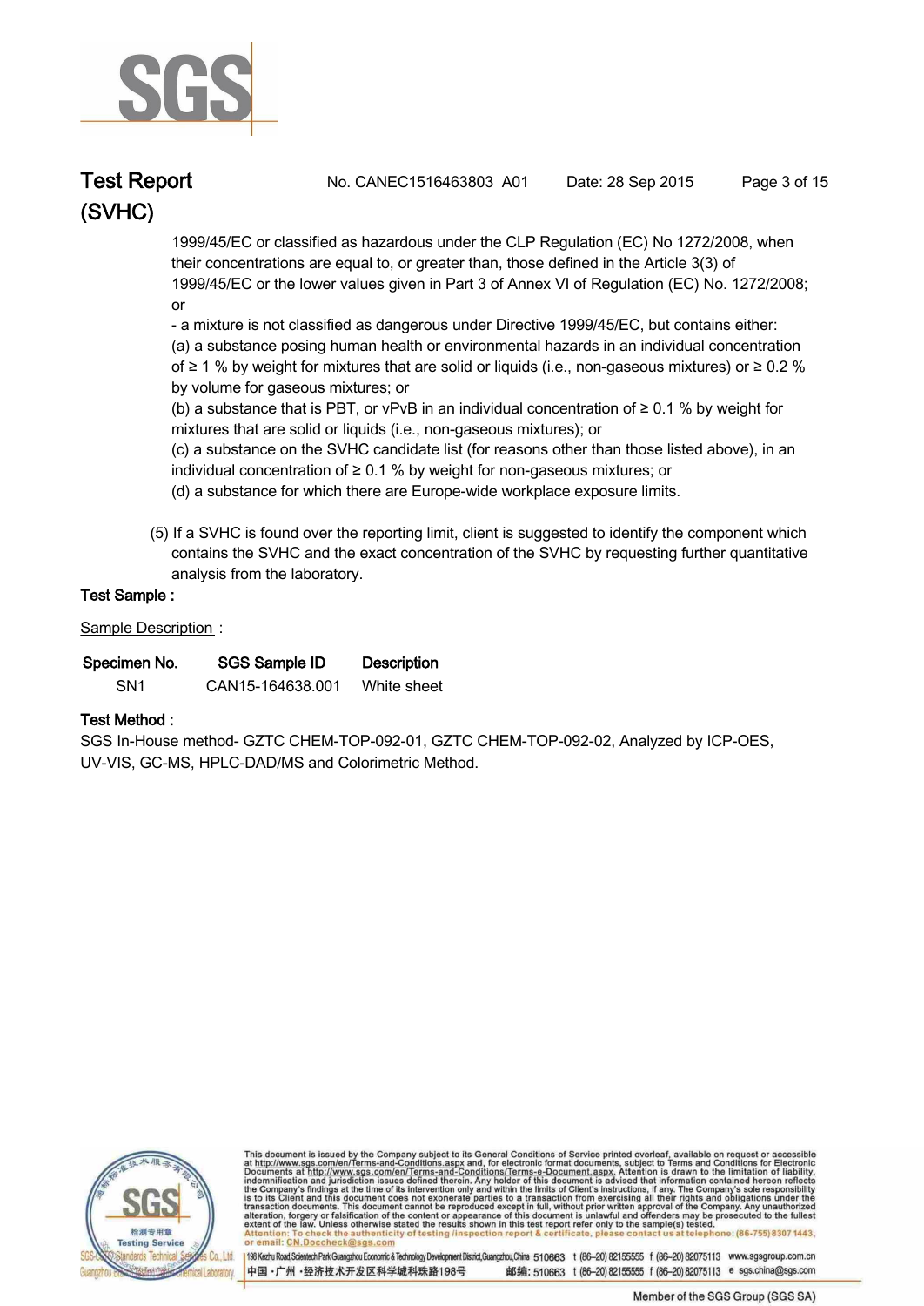1999/45/EC or classified as hazardous under the CLP Regulation (EC) No 1272/2008, when their concentrations are equal to, or greater than, those defined in the Article 3(3) of 1999/45/EC or the lower values given in Part 3 of Annex VI of Regulation (EC) No. 1272/2008; or

- a mixture is not classified as dangerous under Directive 1999/45/EC, but contains either:

(a) a substance posing human health or environmental hazards in an individual concentration of ≥ 1 % by weight for mixtures that are solid or liquids (i.e., non-gaseous mixtures) or ≥ 0.2 % by volume for gaseous mixtures; or

(b) a substance that is PBT, or vPvB in an individual concentration of ≥ 0.1 % by weight for mixtures that are solid or liquids (i.e., non-gaseous mixtures); or

(c) a substance on the SVHC candidate list (for reasons other than those listed above), in an individual concentration of ≥ 0.1 % by weight for non-gaseous mixtures; or

(d) a substance for which there are Europe-wide workplace exposure limits.

(5) If a SVHC is found over the reporting limit, client is suggested to identify the component which contains the SVHC and the exact concentration of the SVHC by requesting further quantitative analysis from the laboratory.

**Test Sample :**

Sample Description :

| Specimen No. | SGS Sample ID | Description |
|---|---|---|
| SN1 | CAN15-164638.001 | White sheet |

**Test Method :**

SGS In-House method- GZTC CHEM-TOP-092-01, GZTC CHEM-TOP-092-02, Analyzed by ICP-OES, UV-VIS, GC-MS, HPLC-DAD/MS and Colorimetric Method.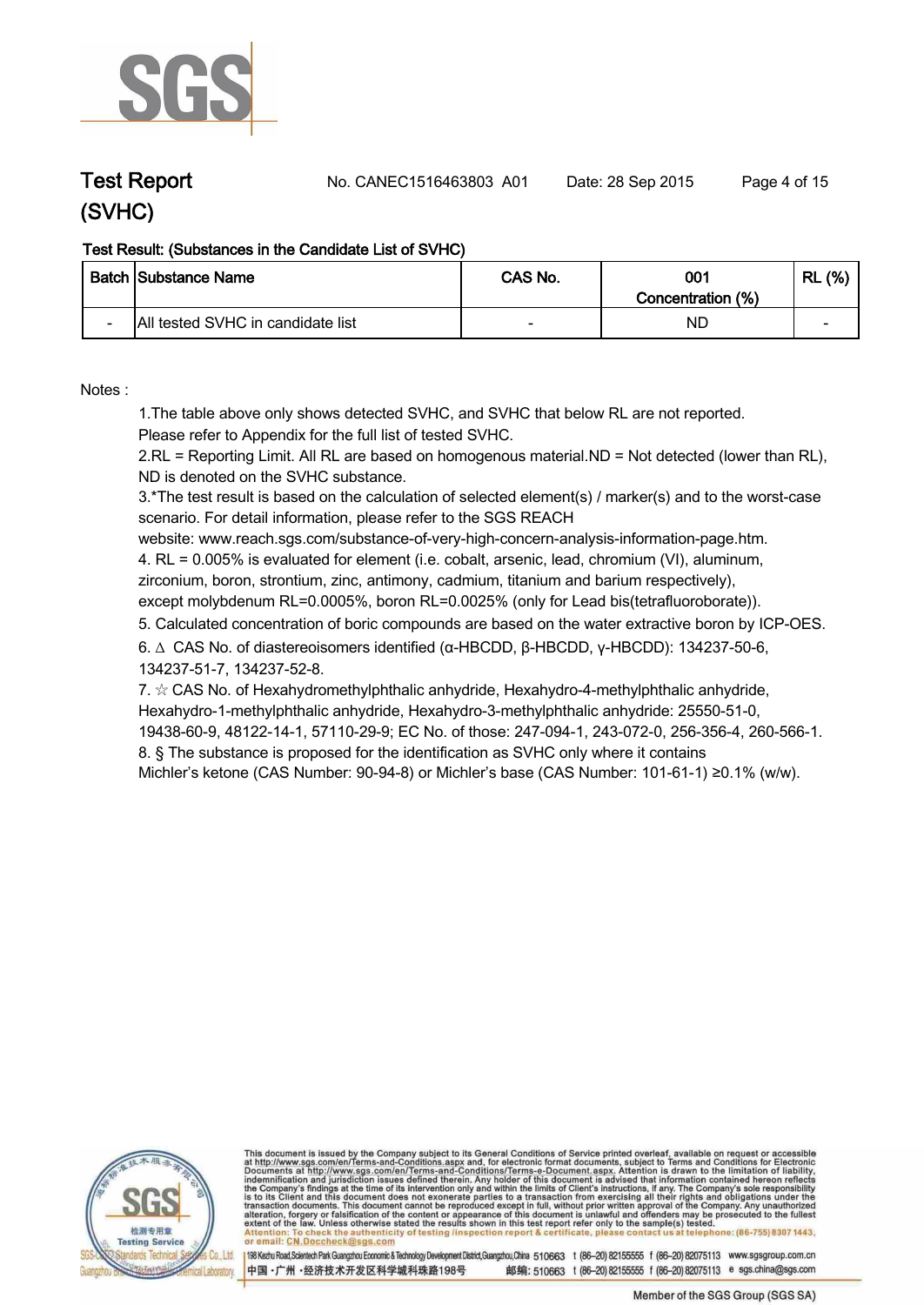# Test Report (SVHC)

No. CANEC1516463803 A01 Date: 28 Sep 2015

**Test Result: (Substances in the Candidate List of SVHC)**

| Batch | Substance Name | CAS No. | 001 Concentration (%) | RL (%) |
|---|---|---|---|---|
| - | All tested SVHC in candidate list | - | ND | - |

Notes :

1.The table above only shows detected SVHC, and SVHC that below RL are not reported.
Please refer to Appendix for the full list of tested SVHC.

2.RL = Reporting Limit. All RL are based on homogenous material.ND = Not detected (lower than RL), ND is denoted on the SVHC substance.

3.*The test result is based on the calculation of selected element(s) / marker(s) and to the worst-case scenario. For detail information, please refer to the SGS REACH website: www.reach.sgs.com/substance-of-very-high-concern-analysis-information-page.htm.

4. RL = 0.005% is evaluated for element (i.e. cobalt, arsenic, lead, chromium (VI), aluminum, zirconium, boron, strontium, zinc, antimony, cadmium, titanium and barium respectively), except molybdenum RL=0.0005%, boron RL=0.0025% (only for Lead bis(tetrafluoroborate)).

5. Calculated concentration of boric compounds are based on the water extractive boron by ICP-OES.

6. ∆ CAS No. of diastereoisomers identified (α-HBCDD, β-HBCDD, γ-HBCDD): 134237-50-6, 134237-51-7, 134237-52-8.

7. ☆ CAS No. of Hexahydromethylphthalic anhydride, Hexahydro-4-methylphthalic anhydride, Hexahydro-1-methylphthalic anhydride, Hexahydro-3-methylphthalic anhydride: 25550-51-0, 19438-60-9, 48122-14-1, 57110-29-9; EC No. of those: 247-094-1, 243-072-0, 256-356-4, 260-566-1.

8. § The substance is proposed for the identification as SVHC only where it contains Michler's ketone (CAS Number: 90-94-8) or Michler's base (CAS Number: 101-61-1) ≥0.1% (w/w).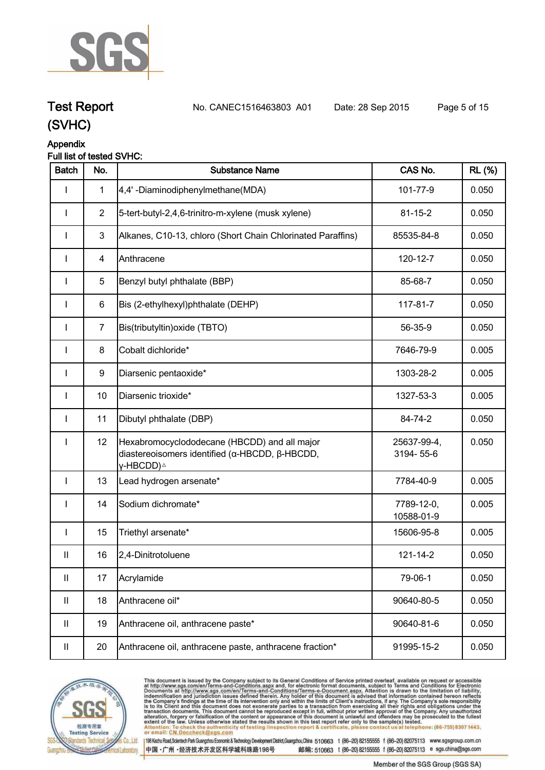# Test Report (SVHC)

No. CANEC1516463803 A01 Date: 28 Sep 2015

## Appendix

**Full list of tested SVHC:**

| Batch | No. | Substance Name | CAS No. | RL (%) |
|---|---|---|---|---|
| I | 1 | 4,4' -Diaminodiphenylmethane(MDA) | 101-77-9 | 0.050 |
| I | 2 | 5-tert-butyl-2,4,6-trinitro-m-xylene (musk xylene) | 81-15-2 | 0.050 |
| I | 3 | Alkanes, C10-13, chloro (Short Chain Chlorinated Paraffins) | 85535-84-8 | 0.050 |
| I | 4 | Anthracene | 120-12-7 | 0.050 |
| I | 5 | Benzyl butyl phthalate (BBP) | 85-68-7 | 0.050 |
| I | 6 | Bis (2-ethylhexyl)phthalate (DEHP) | 117-81-7 | 0.050 |
| I | 7 | Bis(tributyltin)oxide (TBTO) | 56-35-9 | 0.050 |
| I | 8 | Cobalt dichloride* | 7646-79-9 | 0.005 |
| I | 9 | Diarsenic pentaoxide* | 1303-28-2 | 0.005 |
| I | 10 | Diarsenic trioxide* | 1327-53-3 | 0.005 |
| I | 11 | Dibutyl phthalate (DBP) | 84-74-2 | 0.050 |
| I | 12 | Hexabromocyclododecane (HBCDD) and all major diastereoisomers identified (α-HBCDD, β-HBCDD, γ-HBCDD)△ | 25637-99-4, 3194- 55-6 | 0.050 |
| I | 13 | Lead hydrogen arsenate* | 7784-40-9 | 0.005 |
| I | 14 | Sodium dichromate* | 7789-12-0, 10588-01-9 | 0.005 |
| I | 15 | Triethyl arsenate* | 15606-95-8 | 0.005 |
| II | 16 | 2,4-Dinitrotoluene | 121-14-2 | 0.050 |
| II | 17 | Acrylamide | 79-06-1 | 0.050 |
| II | 18 | Anthracene oil* | 90640-80-5 | 0.050 |
| II | 19 | Anthracene oil, anthracene paste* | 90640-81-6 | 0.050 |
| II | 20 | Anthracene oil, anthracene paste, anthracene fraction* | 91995-15-2 | 0.050 |

This document is issued by the Company subject to its General Conditions of Service printed overleaf, available on request or accessible at http://www.sgs.com/en/Terms-and-Conditions.aspx and, for electronic format documents, subject to Terms and Conditions for Electronic Documents at http://www.sgs.com/en/Terms-and-Conditions/Terms-e-Document.aspx. Attention is drawn to the limitation of liability, indemnification and jurisdiction issues defined therein. Any holder of this document is advised that information contained hereon reflects the Company's findings at the time of its intervention only and within the limits of Client's instructions, if any. The Company's sole responsibility is to its Client and this document does not exonerate parties to a transaction from exercising all their rights and obligations under the transaction documents. This document cannot be reproduced except in full, without prior written approval of the Company. Any unauthorized alteration, forgery or falsification of the content or appearance of this document is unlawful and offenders may be prosecuted to the fullest extent of the law. Unless otherwise stated the results shown in this test report refer only to the sample(s) tested.
Attention: To check the authenticity of testing /inspection report & certificate, please contact us at telephone: (86-755) 8307 1443, or email: CN.Doccheck@sgs.com

198 Kezhu Road,Scientech Park Guangzhou Economic & Technology Development District,Guangzhou,China 510663 t (86-20) 82155555 f (86-20) 82075113 www.sgsgroup.com.cn
中国·广州·经济技术开发区科学城科珠路198号 邮编: 510663 t (86-20) 82155555 f (86-20) 82075113 e sgs.china@sgs.com

Member of the SGS Group (SGS SA)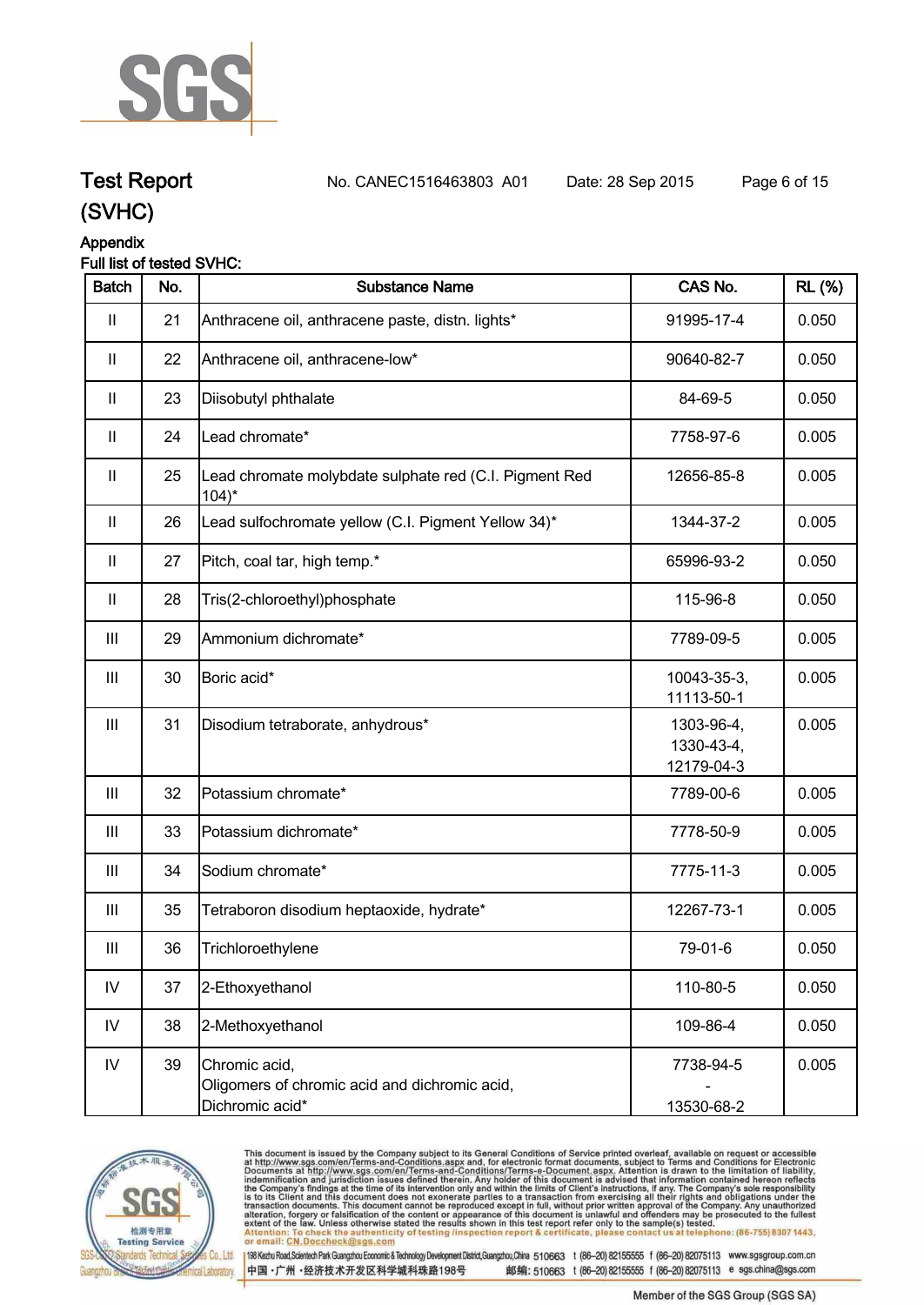# Test Report (SVHC)

No. CANEC1516463803 A01 Date: 28 Sep 2015

Appendix

Full list of tested SVHC:

| Batch | No. | Substance Name | CAS No. | RL (%) |
|---|---|---|---|---|
| II | 21 | Anthracene oil, anthracene paste, distn. lights* | 91995-17-4 | 0.050 |
| II | 22 | Anthracene oil, anthracene-low* | 90640-82-7 | 0.050 |
| II | 23 | Diisobutyl phthalate | 84-69-5 | 0.050 |
| II | 24 | Lead chromate* | 7758-97-6 | 0.005 |
| II | 25 | Lead chromate molybdate sulphate red (C.I. Pigment Red 104)* | 12656-85-8 | 0.005 |
| II | 26 | Lead sulfochromate yellow (C.I. Pigment Yellow 34)* | 1344-37-2 | 0.005 |
| II | 27 | Pitch, coal tar, high temp.* | 65996-93-2 | 0.050 |
| II | 28 | Tris(2-chloroethyl)phosphate | 115-96-8 | 0.050 |
| III | 29 | Ammonium dichromate* | 7789-09-5 | 0.005 |
| III | 30 | Boric acid* | 10043-35-3, 11113-50-1 | 0.005 |
| III | 31 | Disodium tetraborate, anhydrous* | 1303-96-4, 1330-43-4, 12179-04-3 | 0.005 |
| III | 32 | Potassium chromate* | 7789-00-6 | 0.005 |
| III | 33 | Potassium dichromate* | 7778-50-9 | 0.005 |
| III | 34 | Sodium chromate* | 7775-11-3 | 0.005 |
| III | 35 | Tetraboron disodium heptaoxide, hydrate* | 12267-73-1 | 0.005 |
| III | 36 | Trichloroethylene | 79-01-6 | 0.050 |
| IV | 37 | 2-Ethoxyethanol | 110-80-5 | 0.050 |
| IV | 38 | 2-Methoxyethanol | 109-86-4 | 0.050 |
| IV | 39 | Chromic acid, Oligomers of chromic acid and dichromic acid, Dichromic acid* | 7738-94-5 - 13530-68-2 | 0.005 |

This document is issued by the Company subject to its General Conditions of Service printed overleaf, available on request or accessible at http://www.sgs.com/en/Terms-and-Conditions.aspx and, for electronic format documents, subject to Terms and Conditions for Electronic Documents at http://www.sgs.com/en/Terms-and-Conditions/Terms-e-Document.aspx. Attention is drawn to the limitation of liability, indemnification and jurisdiction issues defined therein. Any holder of this document is advised that information contained hereon reflects the Company's findings at the time of its intervention only and within the limits of Client's instructions, if any. The Company's sole responsibility is to its Client and this document does not exonerate parties to a transaction from exercising all their rights and obligations under the transaction documents. This document cannot be reproduced except in full, without prior written approval of the Company. Any unauthorized alteration, forgery or falsification of the content or appearance of this document is unlawful and offenders may be prosecuted to the fullest extent of the law. Unless otherwise stated the results shown in this test report refer only to the sample(s) tested.
Attention: To check the authenticity of testing /inspection report & certificate, please contact us at telephone: (86-755) 8307 1443, or email: CN.Doccheck@sgs.com

198 Kezhu Road, Scientech Park Guangzhou Economic & Technology Development District, Guangzhou, China 510663 t (86-20) 82155555 f (86-20) 82075113 www.sgsgroup.com.cn
中国 · 广州 · 经济技术开发区科学城科珠路198号 邮编: 510663 t (86-20) 82155555 f (86-20) 82075113 e sgs.china@sgs.com

Member of the SGS Group (SGS SA)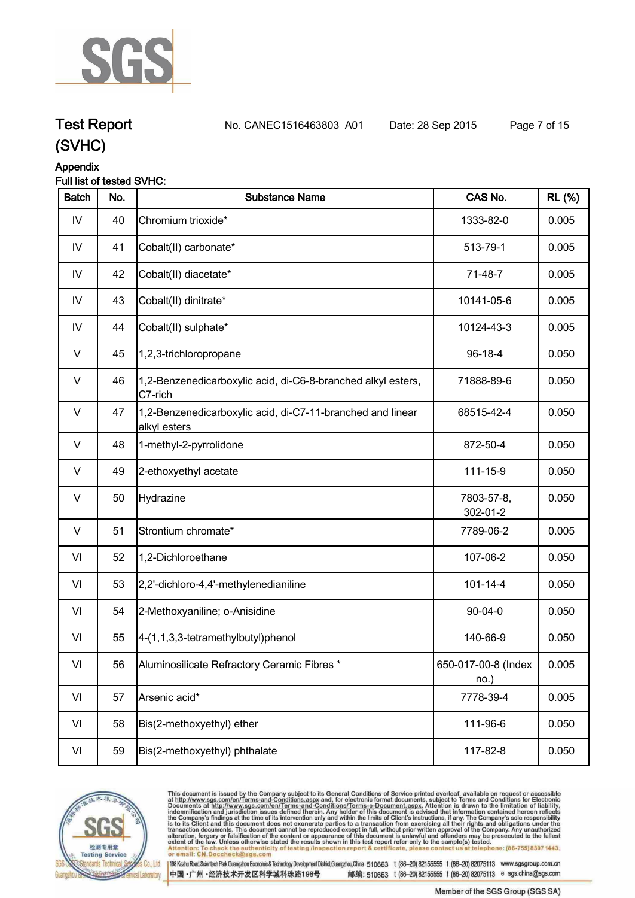## Test Report (SVHC)

No. CANEC1516463803 A01 Date: 28 Sep 2015

### Appendix

Full list of tested SVHC:

| Batch | No. | Substance Name | CAS No. | RL (%) |
|---|---|---|---|---|
| IV | 40 | Chromium trioxide* | 1333-82-0 | 0.005 |
| IV | 41 | Cobalt(II) carbonate* | 513-79-1 | 0.005 |
| IV | 42 | Cobalt(II) diacetate* | 71-48-7 | 0.005 |
| IV | 43 | Cobalt(II) dinitrate* | 10141-05-6 | 0.005 |
| IV | 44 | Cobalt(II) sulphate* | 10124-43-3 | 0.005 |
| V | 45 | 1,2,3-trichloropropane | 96-18-4 | 0.050 |
| V | 46 | 1,2-Benzenedicarboxylic acid, di-C6-8-branched alkyl esters, C7-rich | 71888-89-6 | 0.050 |
| V | 47 | 1,2-Benzenedicarboxylic acid, di-C7-11-branched and linear alkyl esters | 68515-42-4 | 0.050 |
| V | 48 | 1-methyl-2-pyrrolidone | 872-50-4 | 0.050 |
| V | 49 | 2-ethoxyethyl acetate | 111-15-9 | 0.050 |
| V | 50 | Hydrazine | 7803-57-8, 302-01-2 | 0.050 |
| V | 51 | Strontium chromate* | 7789-06-2 | 0.005 |
| VI | 52 | 1,2-Dichloroethane | 107-06-2 | 0.050 |
| VI | 53 | 2,2'-dichloro-4,4'-methylenedianiline | 101-14-4 | 0.050 |
| VI | 54 | 2-Methoxyaniline; o-Anisidine | 90-04-0 | 0.050 |
| VI | 55 | 4-(1,1,3,3-tetramethylbutyl)phenol | 140-66-9 | 0.050 |
| VI | 56 | Aluminosilicate Refractory Ceramic Fibres * | 650-017-00-8 (Index no.) | 0.005 |
| VI | 57 | Arsenic acid* | 7778-39-4 | 0.005 |
| VI | 58 | Bis(2-methoxyethyl) ether | 111-96-6 | 0.050 |
| VI | 59 | Bis(2-methoxyethyl) phthalate | 117-82-8 | 0.050 |

This document is issued by the Company subject to its General Conditions of Service printed overleaf, available on request or accessible at http://www.sgs.com/en/Terms-and-Conditions.aspx and, for electronic format documents, subject to Terms and Conditions for Electronic Documents at http://www.sgs.com/en/Terms-and-Conditions/Terms-e-Document.aspx. Attention is drawn to the limitation of liability, indemnification and jurisdiction issues defined therein. Any holder of this document is advised that information contained hereon reflects the Company's findings at the time of its intervention only and within the limits of Client's instructions, if any. The Company's sole responsibility is to its Client and this document does not exonerate parties to a transaction from exercising all their rights and obligations under the transaction documents. This document cannot be reproduced except in full, without prior written approval of the Company. Any unauthorized alteration, forgery or falsification of the content or appearance of this document is unlawful and offenders may be prosecuted to the fullest extent of the law. Unless otherwise stated the results shown in this test report refer only to the sample(s) tested.
Attention: To check the authenticity of testing /inspection report & certificate, please contact us at telephone: (86-755) 8307 1443, or email: CN.Doccheck@sgs.com

198 Kezhu Road, Scientech Park Guangzhou Economic & Technology Development District, Guangzhou, China 510663 t (86-20) 82155555 f (86-20) 82075113 www.sgsgroup.com.cn
中国・广州・经济技术开发区科学城科珠路198号 邮编: 510663 t (86-20) 82155555 f (86-20) 82075113 e sgs.china@sgs.com

Member of the SGS Group (SGS SA)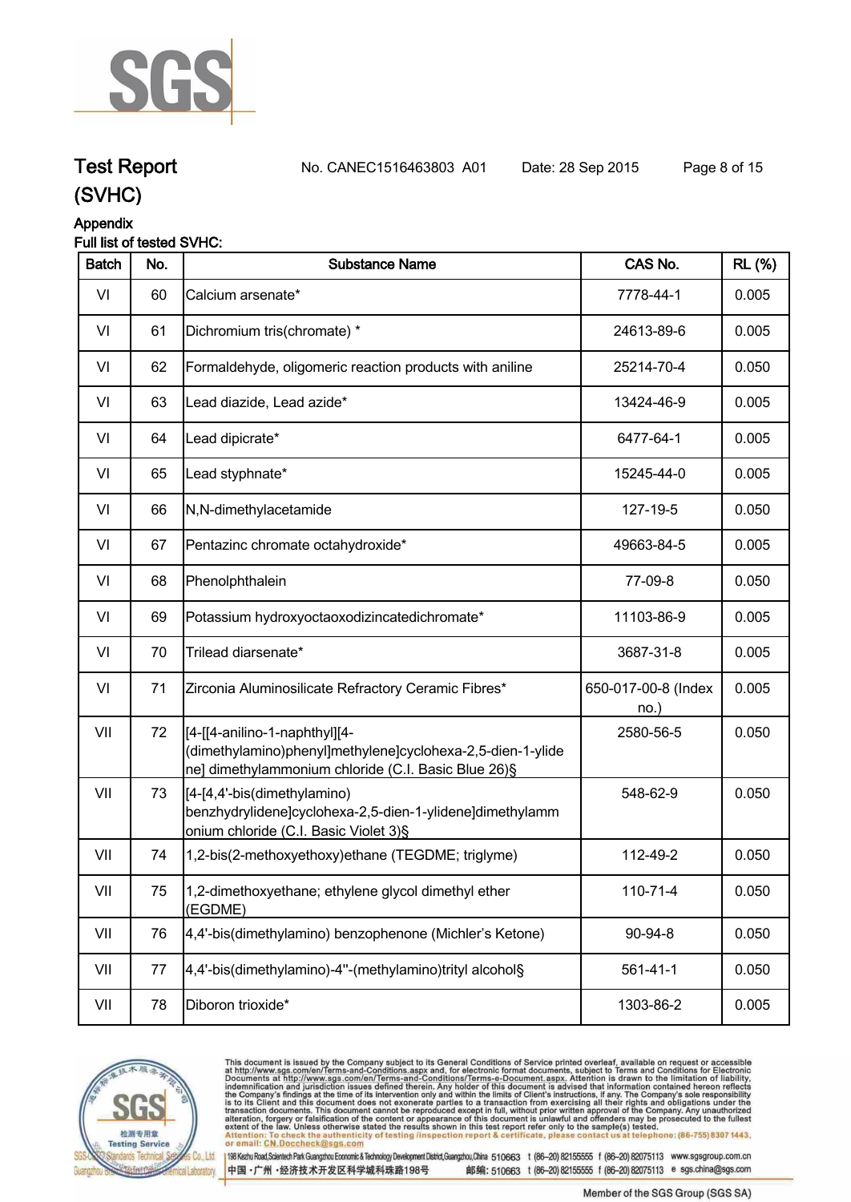# Test Report

No. CANEC1516463803 A01 Date: 28 Sep 2015

**(SVHC)**

**Appendix**

**Full list of tested SVHC:**

| Batch | No. | Substance Name | CAS No. | RL (%) |
|---|---|---|---|---|
| VI | 60 | Calcium arsenate* | 7778-44-1 | 0.005 |
| VI | 61 | Dichromium tris(chromate) * | 24613-89-6 | 0.005 |
| VI | 62 | Formaldehyde, oligomeric reaction products with aniline | 25214-70-4 | 0.050 |
| VI | 63 | Lead diazide, Lead azide* | 13424-46-9 | 0.005 |
| VI | 64 | Lead dipicrate* | 6477-64-1 | 0.005 |
| VI | 65 | Lead styphnate* | 15245-44-0 | 0.005 |
| VI | 66 | N,N-dimethylacetamide | 127-19-5 | 0.050 |
| VI | 67 | Pentazinc chromate octahydroxide* | 49663-84-5 | 0.005 |
| VI | 68 | Phenolphthalein | 77-09-8 | 0.050 |
| VI | 69 | Potassium hydroxyoctaoxodizincatedichromate* | 11103-86-9 | 0.005 |
| VI | 70 | Trilead diarsenate* | 3687-31-8 | 0.005 |
| VI | 71 | Zirconia Aluminosilicate Refractory Ceramic Fibres* | 650-017-00-8 (Index no.) | 0.005 |
| VII | 72 | [4-[[4-anilino-1-naphthyl][4-(dimethylamino)phenyl]methylene]cyclohexa-2,5-dien-1-ylidene] dimethylammonium chloride (C.I. Basic Blue 26)§ | 2580-56-5 | 0.050 |
| VII | 73 | [4-[4,4'-bis(dimethylamino) benzhydrylidene]cyclohexa-2,5-dien-1-ylidene]dimethylammonium chloride (C.I. Basic Violet 3)§ | 548-62-9 | 0.050 |
| VII | 74 | 1,2-bis(2-methoxyethoxy)ethane (TEGDME; triglyme) | 112-49-2 | 0.050 |
| VII | 75 | 1,2-dimethoxyethane; ethylene glycol dimethyl ether (EGDME) | 110-71-4 | 0.050 |
| VII | 76 | 4,4'-bis(dimethylamino) benzophenone (Michler's Ketone) | 90-94-8 | 0.050 |
| VII | 77 | 4,4'-bis(dimethylamino)-4''-(methylamino)trityl alcohol§ | 561-41-1 | 0.050 |
| VII | 78 | Diboron trioxide* | 1303-86-2 | 0.005 |

This document is issued by the Company subject to its General Conditions of Service printed overleaf, available on request or accessible at http://www.sgs.com/en/Terms-and-Conditions.aspx and, for electronic format documents, subject to Terms and Conditions for Electronic Documents at http://www.sgs.com/en/Terms-and-Conditions/Terms-e-Document.aspx. Attention is drawn to the limitation of liability, indemnification and jurisdiction issues defined therein. Any holder of this document is advised that information contained hereon reflects the Company's findings at the time of its intervention only and within the limits of Client's instructions, if any. The Company's sole responsibility is to its Client and this document does not exonerate parties to a transaction from exercising all their rights and obligations under the transaction documents. This document cannot be reproduced except in full, without prior written approval of the Company. Any unauthorized alteration, forgery or falsification of the content or appearance of this document is unlawful and offenders may be prosecuted to the fullest extent of the law. Unless otherwise stated the results shown in this test report refer only to the sample(s) tested.
Attention: To check the authenticity of testing /inspection report & certificate, please contact us at telephone: (86-755) 8307 1443, or email: CN.Doccheck@sgs.com

198 Kezhu Road, Scientech Park Guangzhou Economic & Technology Development District, Guangzhou, China 510663 t (86-20) 82155555 f (86-20) 82075113 www.sgsgroup.com.cn
中国・广州・经济技术开发区科学城科珠路198号 邮编: 510663 t (86-20) 82155555 f (86-20) 82075113 e sgs.china@sgs.com

Member of the SGS Group (SGS SA)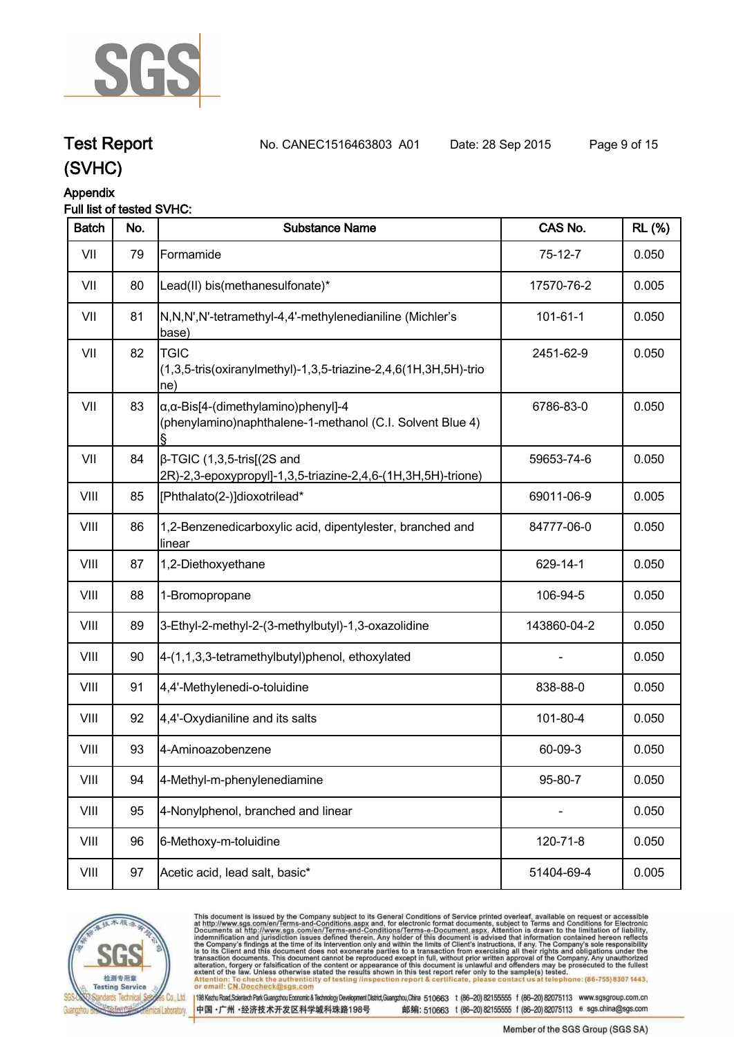# Test Report (SVHC)

No. CANEC1516463803 A01 Date: 28 Sep 2015

## Appendix

**Full list of tested SVHC:**

| Batch | No. | Substance Name | CAS No. | RL (%) |
|---|---|---|---|---|
| VII | 79 | Formamide | 75-12-7 | 0.050 |
| VII | 80 | Lead(II) bis(methanesulfonate)* | 17570-76-2 | 0.005 |
| VII | 81 | N,N,N',N'-tetramethyl-4,4'-methylenedianiline (Michler's base) | 101-61-1 | 0.050 |
| VII | 82 | TGIC (1,3,5-tris(oxiranylmethyl)-1,3,5-triazine-2,4,6(1H,3H,5H)-trione) | 2451-62-9 | 0.050 |
| VII | 83 | α,α-Bis[4-(dimethylamino)phenyl]-4 (phenylamino)naphthalene-1-methanol (C.I. Solvent Blue 4) § | 6786-83-0 | 0.050 |
| VII | 84 | β-TGIC (1,3,5-tris[(2S and 2R)-2,3-epoxypropyl]-1,3,5-triazine-2,4,6-(1H,3H,5H)-trione) | 59653-74-6 | 0.050 |
| VIII | 85 | [Phthalato(2-)]dioxotrilead* | 69011-06-9 | 0.005 |
| VIII | 86 | 1,2-Benzenedicarboxylic acid, dipentylester, branched and linear | 84777-06-0 | 0.050 |
| VIII | 87 | 1,2-Diethoxyethane | 629-14-1 | 0.050 |
| VIII | 88 | 1-Bromopropane | 106-94-5 | 0.050 |
| VIII | 89 | 3-Ethyl-2-methyl-2-(3-methylbutyl)-1,3-oxazolidine | 143860-04-2 | 0.050 |
| VIII | 90 | 4-(1,1,3,3-tetramethylbutyl)phenol, ethoxylated | - | 0.050 |
| VIII | 91 | 4,4'-Methylenedi-o-toluidine | 838-88-0 | 0.050 |
| VIII | 92 | 4,4'-Oxydianiline and its salts | 101-80-4 | 0.050 |
| VIII | 93 | 4-Aminoazobenzene | 60-09-3 | 0.050 |
| VIII | 94 | 4-Methyl-m-phenylenediamine | 95-80-7 | 0.050 |
| VIII | 95 | 4-Nonylphenol, branched and linear | - | 0.050 |
| VIII | 96 | 6-Methoxy-m-toluidine | 120-71-8 | 0.050 |
| VIII | 97 | Acetic acid, lead salt, basic* | 51404-69-4 | 0.005 |

This document is issued by the Company subject to its General Conditions of Service printed overleaf, available on request or accessible at http://www.sgs.com/en/Terms-and-Conditions.aspx and, for electronic format documents, subject to Terms and Conditions for Electronic Documents at http://www.sgs.com/en/Terms-and-Conditions/Terms-e-Document.aspx. Attention is drawn to the limitation of liability, indemnification and jurisdiction issues defined therein. Any holder of this document is advised that information contained hereon reflects the Company's findings at the time of its intervention only and within the limits of Client's instructions, if any. The Company's sole responsibility is to its Client and this document does not exonerate parties to a transaction from exercising all their rights and obligations under the transaction documents. This document cannot be reproduced except in full, without prior written approval of the Company. Any unauthorized alteration, forgery or falsification of the content or appearance of this document is unlawful and offenders may be prosecuted to the fullest extent of the law. Unless otherwise stated the results shown in this test report refer only to the sample(s) tested.
Attention: To check the authenticity of testing /inspection report & certificate, please contact us at telephone: (86-755) 8307 1443, or email: CN.Doccheck@sgs.com

198 Kezhu Road,Scientech Park Guangzhou Economic & Technology Development District,Guangzhou,China 510663 t (86–20) 82155555 f (86–20) 82075113 www.sgsgroup.com.cn
中国・广州・经济技术开发区科学城科珠路198号 邮编: 510663 t (86–20) 82155555 f (86–20) 82075113 e sgs.china@sgs.com

Member of the SGS Group (SGS SA)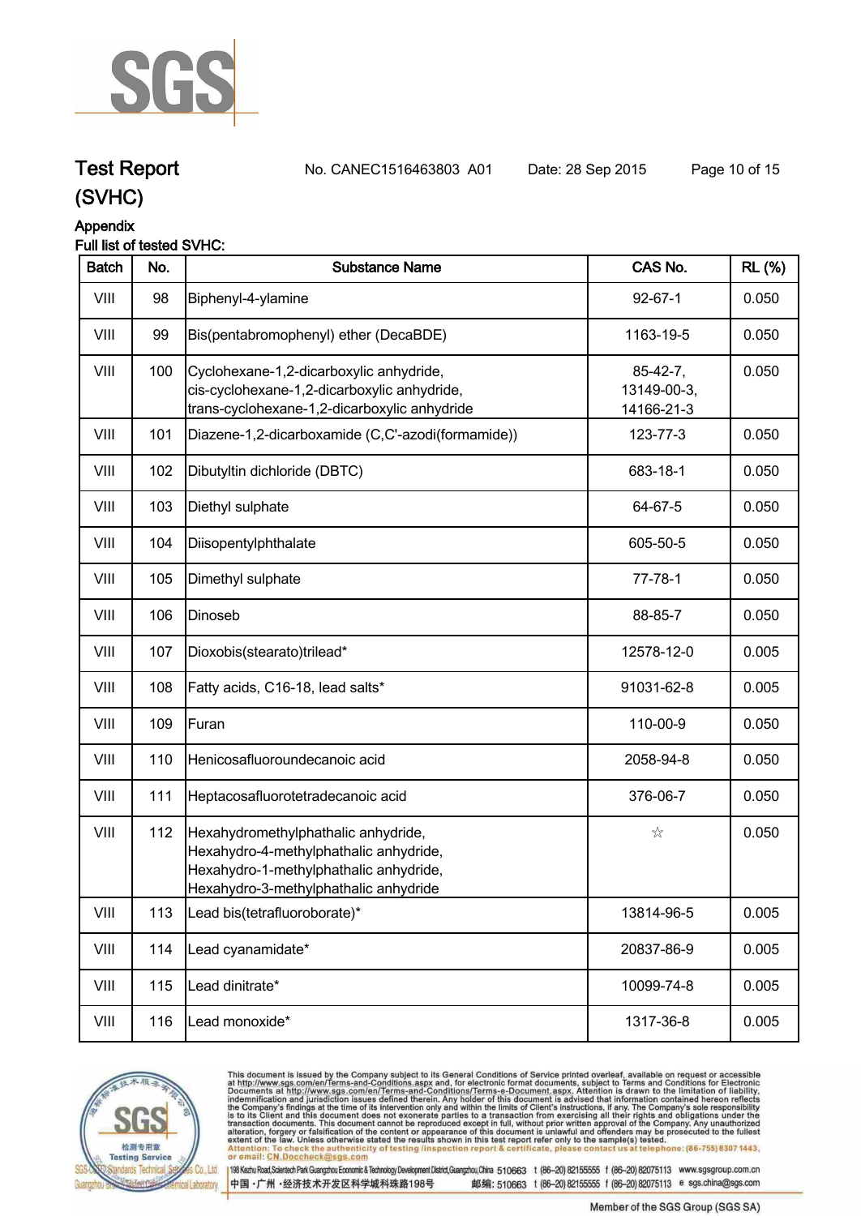# Test Report (SVHC)

No. CANEC1516463803 A01 Date: 28 Sep 2015

Appendix

Full list of tested SVHC:

| Batch | No. | Substance Name | CAS No. | RL (%) |
|---|---|---|---|---|
| VIII | 98 | Biphenyl-4-ylamine | 92-67-1 | 0.050 |
| VIII | 99 | Bis(pentabromophenyl) ether (DecaBDE) | 1163-19-5 | 0.050 |
| VIII | 100 | Cyclohexane-1,2-dicarboxylic anhydride, cis-cyclohexane-1,2-dicarboxylic anhydride, trans-cyclohexane-1,2-dicarboxylic anhydride | 85-42-7, 13149-00-3, 14166-21-3 | 0.050 |
| VIII | 101 | Diazene-1,2-dicarboxamide (C,C'-azodi(formamide)) | 123-77-3 | 0.050 |
| VIII | 102 | Dibutyltin dichloride (DBTC) | 683-18-1 | 0.050 |
| VIII | 103 | Diethyl sulphate | 64-67-5 | 0.050 |
| VIII | 104 | Diisopentylphthalate | 605-50-5 | 0.050 |
| VIII | 105 | Dimethyl sulphate | 77-78-1 | 0.050 |
| VIII | 106 | Dinoseb | 88-85-7 | 0.050 |
| VIII | 107 | Dioxobis(stearato)trilead* | 12578-12-0 | 0.005 |
| VIII | 108 | Fatty acids, C16-18, lead salts* | 91031-62-8 | 0.005 |
| VIII | 109 | Furan | 110-00-9 | 0.050 |
| VIII | 110 | Henicosafluoroundecanoic acid | 2058-94-8 | 0.050 |
| VIII | 111 | Heptacosafluorotetradecanoic acid | 376-06-7 | 0.050 |
| VIII | 112 | Hexahydromethylphathalic anhydride, Hexahydro-4-methylphathalic anhydride, Hexahydro-1-methylphathalic anhydride, Hexahydro-3-methylphathalic anhydride | ☆ | 0.050 |
| VIII | 113 | Lead bis(tetrafluoroborate)* | 13814-96-5 | 0.005 |
| VIII | 114 | Lead cyanamidate* | 20837-86-9 | 0.005 |
| VIII | 115 | Lead dinitrate* | 10099-74-8 | 0.005 |
| VIII | 116 | Lead monoxide* | 1317-36-8 | 0.005 |

This document is issued by the Company subject to its General Conditions of Service printed overleaf, available on request or accessible at http://www.sgs.com/en/Terms-and-Conditions.aspx and, for electronic format documents, subject to Terms and Conditions for Electronic Documents at http://www.sgs.com/en/Terms-and-Conditions/Terms-e-Document.aspx. Attention is drawn to the limitation of liability, indemnification and jurisdiction issues defined therein. Any holder of this document is advised that information contained hereon reflects the Company's findings at the time of its intervention only and within the limits of Client's instructions, if any. The Company's sole responsibility is to its Client and this document does not exonerate parties to a transaction from exercising all their rights and obligations under the transaction documents. This document cannot be reproduced except in full, without prior written approval of the Company. Any unauthorized alteration, forgery or falsification of the content or appearance of this document is unlawful and offenders may be prosecuted to the fullest extent of the law. Unless otherwise stated the results shown in this test report refer only to the sample(s) tested.

Attention: To check the authenticity of testing /inspection report & certificate, please contact us at telephone: (86-755) 8307 1443, or email: CN.Doccheck@sgs.com

SGS-CSTC Standards Technical Services Co., Ltd. Guangzhou Branch Chemical Laboratory

198 Kezhu Road, Scientech Park Guangzhou Economic & Technology Development District, Guangzhou, China 510663 t (86-20) 82155555 f (86-20) 82075113 www.sgsgroup.com.cn

中国・广州・经济技术开发区科学城科珠路198号 邮编: 510663 t (86-20) 82155555 f (86-20) 82075113 e sgs.china@sgs.com

Member of the SGS Group (SGS SA)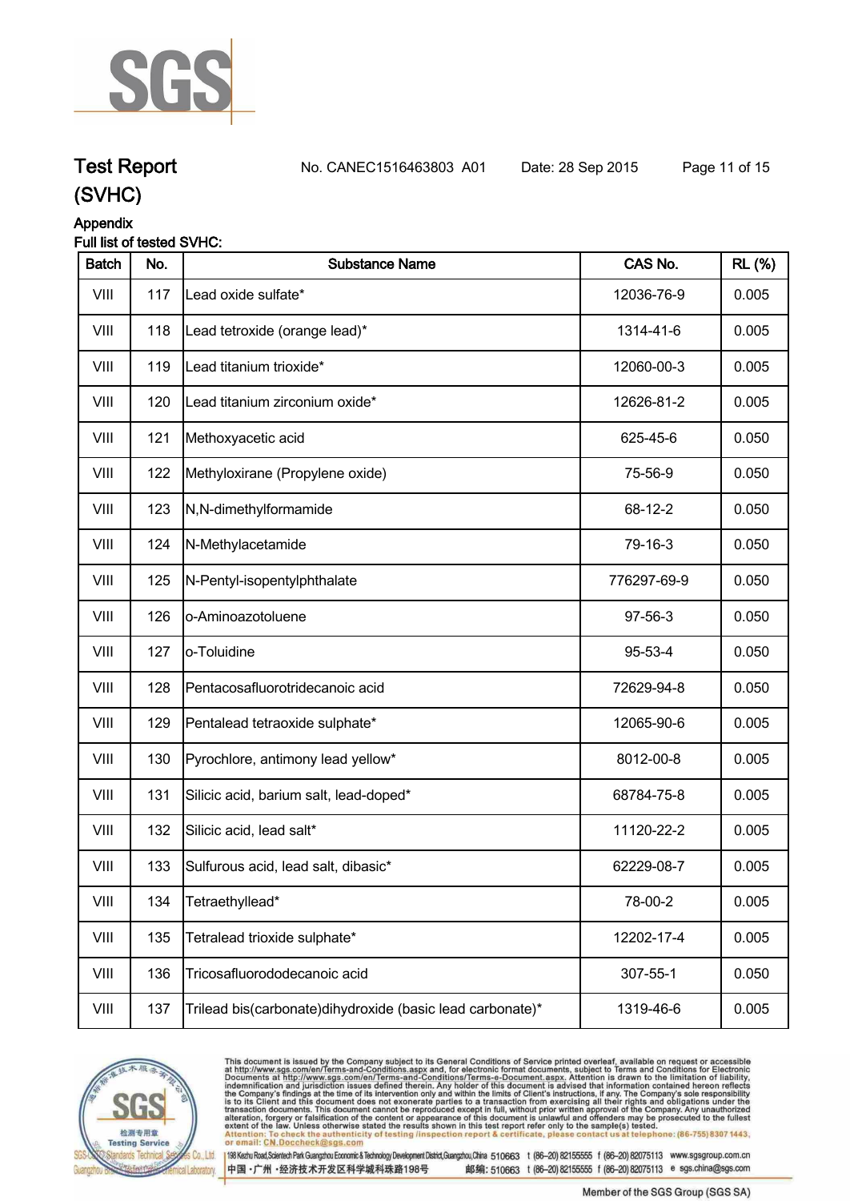# Test Report (SVHC)

No. CANEC1516463803 A01 Date: 28 Sep 2015

## Appendix

Full list of tested SVHC:

| Batch | No. | Substance Name | CAS No. | RL (%) |
|---|---|---|---|---|
| VIII | 117 | Lead oxide sulfate* | 12036-76-9 | 0.005 |
| VIII | 118 | Lead tetroxide (orange lead)* | 1314-41-6 | 0.005 |
| VIII | 119 | Lead titanium trioxide* | 12060-00-3 | 0.005 |
| VIII | 120 | Lead titanium zirconium oxide* | 12626-81-2 | 0.005 |
| VIII | 121 | Methoxyacetic acid | 625-45-6 | 0.050 |
| VIII | 122 | Methyloxirane (Propylene oxide) | 75-56-9 | 0.050 |
| VIII | 123 | N,N-dimethylformamide | 68-12-2 | 0.050 |
| VIII | 124 | N-Methylacetamide | 79-16-3 | 0.050 |
| VIII | 125 | N-Pentyl-isopentylphthalate | 776297-69-9 | 0.050 |
| VIII | 126 | o-Aminoazotoluene | 97-56-3 | 0.050 |
| VIII | 127 | o-Toluidine | 95-53-4 | 0.050 |
| VIII | 128 | Pentacosafluorotridecanoic acid | 72629-94-8 | 0.050 |
| VIII | 129 | Pentalead tetraoxide sulphate* | 12065-90-6 | 0.005 |
| VIII | 130 | Pyrochlore, antimony lead yellow* | 8012-00-8 | 0.005 |
| VIII | 131 | Silicic acid, barium salt, lead-doped* | 68784-75-8 | 0.005 |
| VIII | 132 | Silicic acid, lead salt* | 11120-22-2 | 0.005 |
| VIII | 133 | Sulfurous acid, lead salt, dibasic* | 62229-08-7 | 0.005 |
| VIII | 134 | Tetraethyllead* | 78-00-2 | 0.005 |
| VIII | 135 | Tetralead trioxide sulphate* | 12202-17-4 | 0.005 |
| VIII | 136 | Tricosafluorododecanoic acid | 307-55-1 | 0.050 |
| VIII | 137 | Trilead bis(carbonate)dihydroxide (basic lead carbonate)* | 1319-46-6 | 0.005 |

This document is issued by the Company subject to its General Conditions of Service printed overleaf, available on request or accessible at http://www.sgs.com/en/Terms-and-Conditions.aspx and, for electronic format documents, subject to Terms and Conditions for Electronic Documents at http://www.sgs.com/en/Terms-and-Conditions/Terms-e-Document.aspx. Attention is drawn to the limitation of liability, indemnification and jurisdiction issues defined therein. Any holder of this document is advised that information contained hereon reflects the Company's findings at the time of its intervention only and within the limits of Client's instructions, if any. The Company's sole responsibility is to its Client and this document does not exonerate parties to a transaction from exercising all their rights and obligations under the transaction documents. This document cannot be reproduced except in full, without prior written approval of the Company. Any unauthorized alteration, forgery or falsification of the content or appearance of this document is unlawful and offenders may be prosecuted to the fullest extent of the law. Unless otherwise stated the results shown in this test report refer only to the sample(s) tested.
Attention: To check the authenticity of testing /inspection report & certificate, please contact us at telephone: (86-755) 8307 1443, or email: CN.Doccheck@sgs.com

198 Kezhu Road, Scientech Park Guangzhou Economic & Technology Development District, Guangzhou, China 510663 t (86–20) 82155555 f (86–20) 82075113 www.sgsgroup.com.cn
中国・广州・经济技术开发区科学城科珠路198号 邮编: 510663 t (86–20) 82155555 f (86–20) 82075113 e sgs.china@sgs.com

Member of the SGS Group (SGS SA)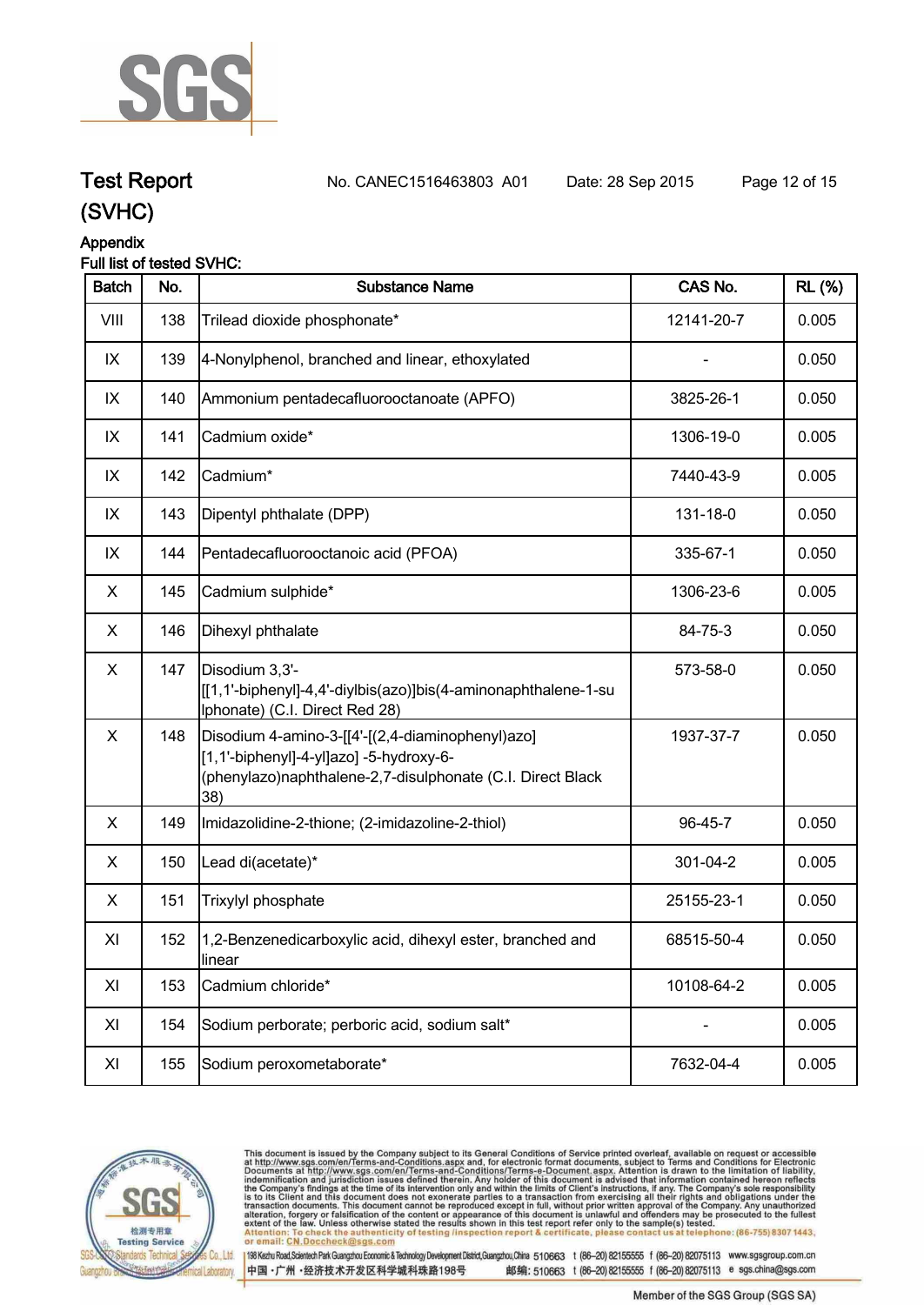## Test Report (SVHC)

No. CANEC1516463803 A01    Date: 28 Sep 2015

### Appendix

**Full list of tested SVHC:**

| Batch | No. | Substance Name | CAS No. | RL (%) |
|---|---|---|---|---|
| VIII | 138 | Trilead dioxide phosphonate* | 12141-20-7 | 0.005 |
| IX | 139 | 4-Nonylphenol, branched and linear, ethoxylated | - | 0.050 |
| IX | 140 | Ammonium pentadecafluorooctanoate (APFO) | 3825-26-1 | 0.050 |
| IX | 141 | Cadmium oxide* | 1306-19-0 | 0.005 |
| IX | 142 | Cadmium* | 7440-43-9 | 0.005 |
| IX | 143 | Dipentyl phthalate (DPP) | 131-18-0 | 0.050 |
| IX | 144 | Pentadecafluorooctanoic acid (PFOA) | 335-67-1 | 0.050 |
| X | 145 | Cadmium sulphide* | 1306-23-6 | 0.005 |
| X | 146 | Dihexyl phthalate | 84-75-3 | 0.050 |
| X | 147 | Disodium 3,3'-[[1,1'-biphenyl]-4,4'-diylbis(azo)]bis(4-aminonaphthalene-1-sulphonate) (C.I. Direct Red 28) | 573-58-0 | 0.050 |
| X | 148 | Disodium 4-amino-3-[[4'-[(2,4-diaminophenyl)azo][1,1'-biphenyl]-4-yl]azo] -5-hydroxy-6-(phenylazo)naphthalene-2,7-disulphonate (C.I. Direct Black 38) | 1937-37-7 | 0.050 |
| X | 149 | Imidazolidine-2-thione; (2-imidazoline-2-thiol) | 96-45-7 | 0.050 |
| X | 150 | Lead di(acetate)* | 301-04-2 | 0.005 |
| X | 151 | Trixylyl phosphate | 25155-23-1 | 0.050 |
| XI | 152 | 1,2-Benzenedicarboxylic acid, dihexyl ester, branched and linear | 68515-50-4 | 0.050 |
| XI | 153 | Cadmium chloride* | 10108-64-2 | 0.005 |
| XI | 154 | Sodium perborate; perboric acid, sodium salt* | - | 0.005 |
| XI | 155 | Sodium peroxometaborate* | 7632-04-4 | 0.005 |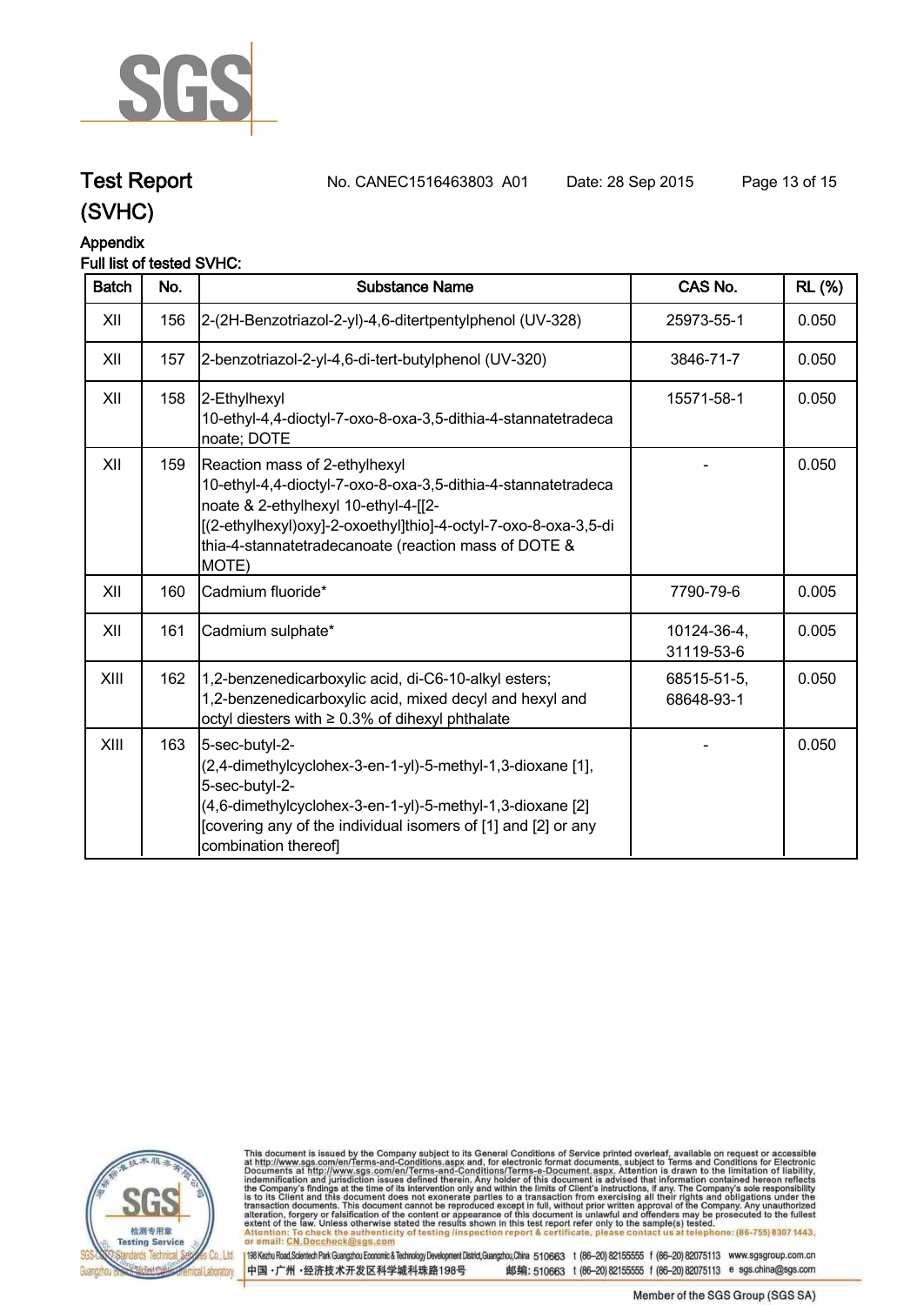# Test Report (SVHC)

No. CANEC1516463803 A01 Date: 28 Sep 2015

## Appendix

Full list of tested SVHC:

| Batch | No. | Substance Name | CAS No. | RL (%) |
|---|---|---|---|---|
| XII | 156 | 2-(2H-Benzotriazol-2-yl)-4,6-ditertpentylphenol (UV-328) | 25973-55-1 | 0.050 |
| XII | 157 | 2-benzotriazol-2-yl-4,6-di-tert-butylphenol (UV-320) | 3846-71-7 | 0.050 |
| XII | 158 | 2-Ethylhexyl 10-ethyl-4,4-dioctyl-7-oxo-8-oxa-3,5-dithia-4-stannatetradecanoate; DOTE | 15571-58-1 | 0.050 |
| XII | 159 | Reaction mass of 2-ethylhexyl 10-ethyl-4,4-dioctyl-7-oxo-8-oxa-3,5-dithia-4-stannatetradecanoate & 2-ethylhexyl 10-ethyl-4-[[2-[(2-ethylhexyl)oxy]-2-oxoethyl]thio]-4-octyl-7-oxo-8-oxa-3,5-dithia-4-stannatetradecanoate (reaction mass of DOTE & MOTE) | - | 0.050 |
| XII | 160 | Cadmium fluoride* | 7790-79-6 | 0.005 |
| XII | 161 | Cadmium sulphate* | 10124-36-4, 31119-53-6 | 0.005 |
| XIII | 162 | 1,2-benzenedicarboxylic acid, di-C6-10-alkyl esters; 1,2-benzenedicarboxylic acid, mixed decyl and hexyl and octyl diesters with ≥ 0.3% of dihexyl phthalate | 68515-51-5, 68648-93-1 | 0.050 |
| XIII | 163 | 5-sec-butyl-2-(2,4-dimethylcyclohex-3-en-1-yl)-5-methyl-1,3-dioxane [1], 5-sec-butyl-2-(4,6-dimethylcyclohex-3-en-1-yl)-5-methyl-1,3-dioxane [2] [covering any of the individual isomers of [1] and [2] or any combination thereof] | - | 0.050 |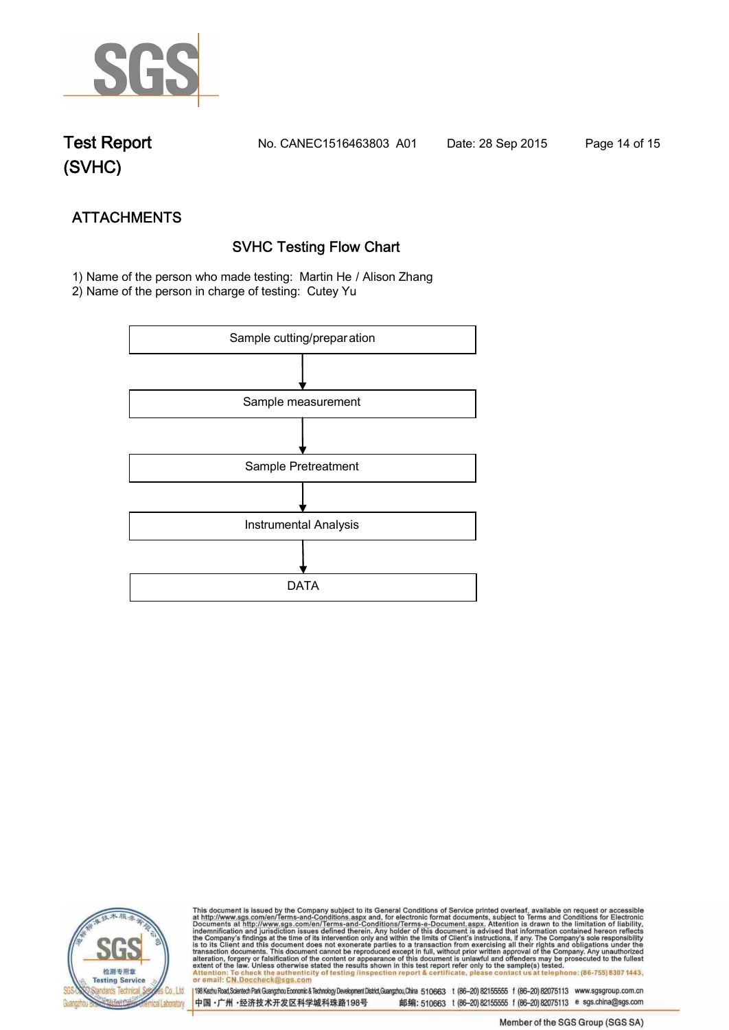# Test Report (SVHC)

No. CANEC1516463803 A01 Date: 28 Sep 2015

## ATTACHMENTS

### SVHC Testing Flow Chart

1) Name of the person who made testing: Martin He / Alison Zhang
2) Name of the person in charge of testing: Cutey Yu

Sample cutting/preparation

↓

Sample measurement

↓

Sample Pretreatment

↓

Instrumental Analysis

↓

DATA

This document is issued by the Company subject to its General Conditions of Service printed overleaf, available on request or accessible at http://www.sgs.com/en/Terms-and-Conditions.aspx and, for electronic format documents, subject to Terms and Conditions for Electronic Documents at http://www.sgs.com/en/Terms-and-Conditions/Terms-e-Document.aspx. Attention is drawn to the limitation of liability, indemnification and jurisdiction issues defined therein. Any holder of this document is advised that information contained hereon reflects the Company's findings at the time of its intervention only and within the limits of Client's instructions, if any. The Company's sole responsibility is to its Client and this document does not exonerate parties to a transaction from exercising all their rights and obligations under the transaction documents. This document cannot be reproduced except in full, without prior written approval of the Company. Any unauthorized alteration, forgery or falsification of the content or appearance of this document is unlawful and offenders may be prosecuted to the fullest extent of the law. Unless otherwise stated the results shown in this test report refer only to the sample(s) tested.
Attention: To check the authenticity of testing /inspection report & certificate, please contact us at telephone: (86-755) 8307 1443, or email: CN.Doccheck@sgs.com

198 Kezhu Road, Scientech Park Guangzhou Economic & Technology Development District, Guangzhou, China 510663 t (86-20) 82155555 f (86-20) 82075113 www.sgsgroup.com.cn
中国・广州・经济技术开发区科学城科珠路198号 邮编: 510663 t (86-20) 82155555 f (86-20) 82075113 e sgs.china@sgs.com

Member of the SGS Group (SGS SA)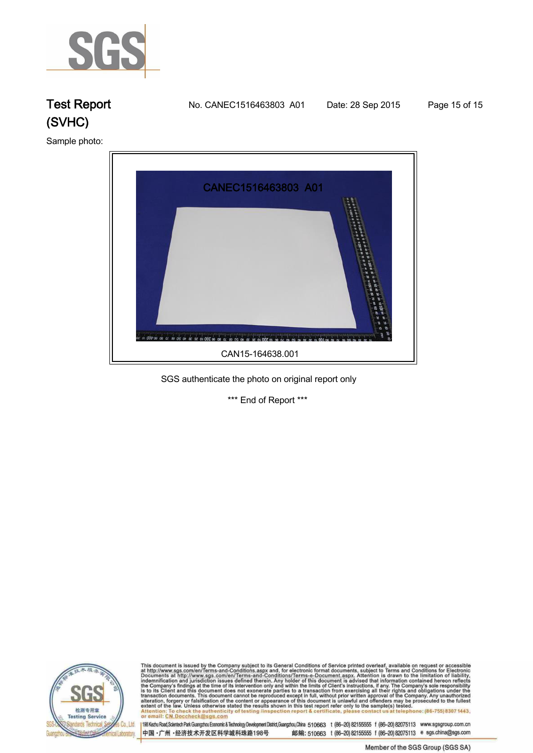Sample photo:

CAN15-164638.001

SGS authenticate the photo on original report only

*** End of Report ***

This document is issued by the Company subject to its General Conditions of Service printed overleaf, available on request or accessible at http://www.sgs.com/en/Terms-and-Conditions.aspx and, for electronic format documents, subject to Terms and Conditions for Electronic Documents at http://www.sgs.com/en/Terms-and-Conditions/Terms-e-Document.aspx. Attention is drawn to the limitation of liability, indemnification and jurisdiction issues defined therein. Any holder of this document is advised that information contained hereon reflects the Company's findings at the time of its intervention only and within the limits of Client's instructions, if any. The Company's sole responsibility is to its Client and this document does not exonerate parties to a transaction from exercising all their rights and obligations under the transaction documents. This document cannot be reproduced except in full, without prior written approval of the Company. Any unauthorized alteration, forgery or falsification of the content or appearance of this document is unlawful and offenders may be prosecuted to the fullest extent of the law. Unless otherwise stated the results shown in this test report refer only to the sample(s) tested.
Attention: To check the authenticity of testing /inspection report & certificate, please contact us at telephone: (86-755) 8307 1443, or email: CN.Doccheck@sgs.com

198 Kezhu Road, Scientech Park Guangzhou Economic & Technology Development District, Guangzhou, China 510663 t (86-20) 82155555 f (86-20) 82075113 www.sgsgroup.com.cn
中国・广州・经济技术开发区科学城科珠路198号 邮编: 510663 t (86-20) 82155555 f (86-20) 82075113 e sgs.china@sgs.com

Member of the SGS Group (SGS SA)